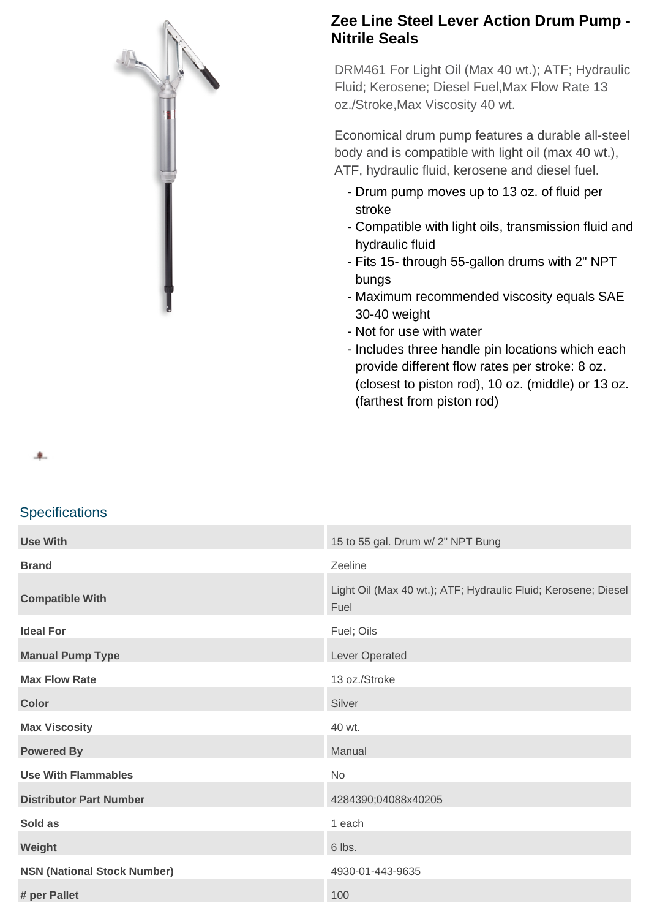# Zee Line Steel Lever Action Drum Pump - Nitrile Seals

DRM461 For Light Oil (Max 40 wt.); ATF; Hydraulic Fluid; Kerosene; Diesel Fuel,Max Flow Rate 13 oz./Stroke,Max Viscosity 40 wt.

Economical drum pump features a durable all-steel body and is compatible with light oil (max 40 wt.), ATF, hydraulic fluid, kerosene and diesel fuel.

- Drum pump moves up to 13 oz. of fluid per stroke
- Compatible with light oils, transmission fluid and hydraulic fluid
- Fits 15- through 55-gallon drums with 2" NPT bungs
- Maximum recommended viscosity equals SAE 30-40 weight
- Not for use with water
- Includes three handle pin locations which each provide different flow rates per stroke: 8 oz. (closest to piston rod), 10 oz. (middle) or 13 oz. (farthest from piston rod)

## Specifications

| | |
|---|---|
| **Use With** | 15 to 55 gal. Drum w/ 2" NPT Bung |
| **Brand** | Zeeline |
| **Compatible With** | Light Oil (Max 40 wt.); ATF; Hydraulic Fluid; Kerosene; Diesel Fuel |
| **Ideal For** | Fuel; Oils |
| **Manual Pump Type** | Lever Operated |
| **Max Flow Rate** | 13 oz./Stroke |
| **Color** | Silver |
| **Max Viscosity** | 40 wt. |
| **Powered By** | Manual |
| **Use With Flammables** | No |
| **Distributor Part Number** | 4284390;04088x40205 |
| **Sold as** | 1 each |
| **Weight** | 6 lbs. |
| **NSN (National Stock Number)** | 4930-01-443-9635 |
| **# per Pallet** | 100 |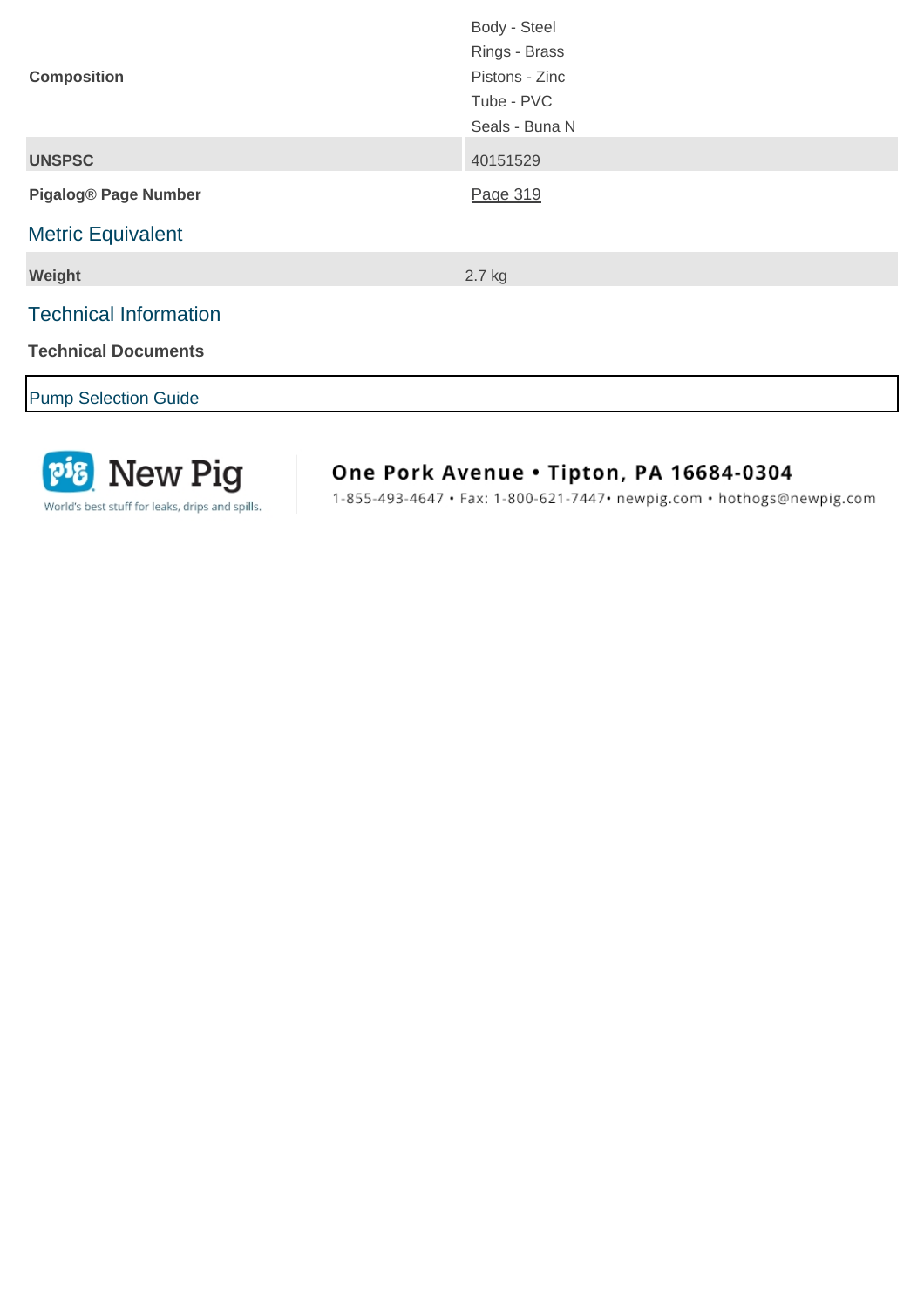| | |
|---|---|
| **Composition** | Body - Steel<br>Rings - Brass<br>Pistons - Zinc<br>Tube - PVC<br>Seals - Buna N |
| **UNSPSC** | 40151529 |
| **Pigalog® Page Number** | Page 319 |

## Metric Equivalent

| | |
|---|---|
| **Weight** | 2.7 kg |

## Technical Information

**Technical Documents**

Pump Selection Guide

New Pig
World's best stuff for leaks, drips and spills.

One Pork Avenue • Tipton, PA 16684-0304
1-855-493-4647 • Fax: 1-800-621-7447• newpig.com • hothogs@newpig.com